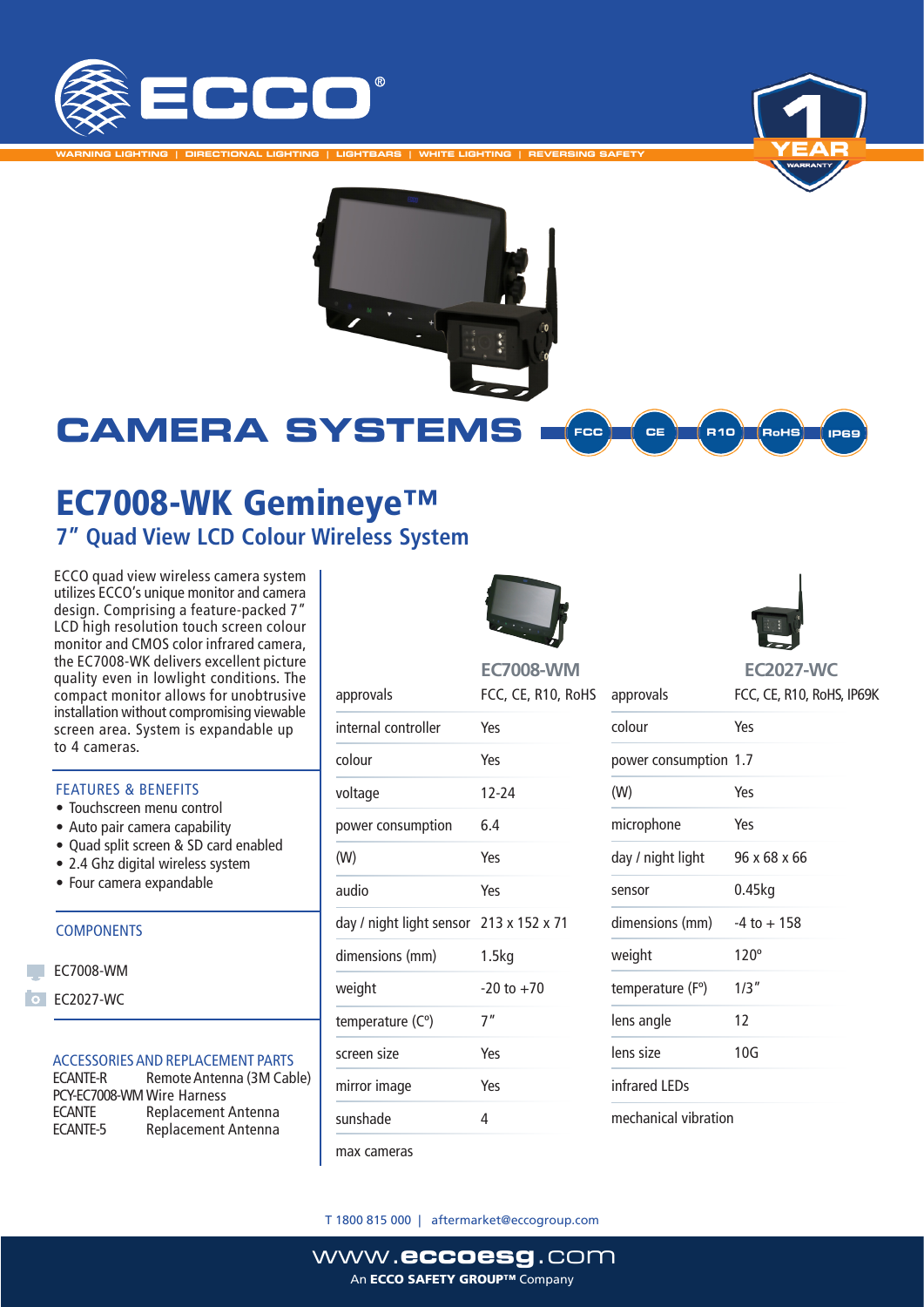# ECCO

WARNING LIGHTING | DIRECTIONAL LIGHTING | LIGHTBARS | WHITE LIGHTING | REVERSING SAFETY

1 YEAR WARRANTY

## CAMERA SYSTEMS

FCC | CE | R10 | RoHS | IP69

# EC7008-WK Gemineye™

## 7" Quad View LCD Colour Wireless System

ECCO quad view wireless camera system utilizes ECCO's unique monitor and camera design. Comprising a feature-packed 7" LCD high resolution touch screen colour monitor and CMOS color infrared camera, the EC7008-WK delivers excellent picture quality even in lowlight conditions. The compact monitor allows for unobtrusive installation without compromising viewable screen area. System is expandable up to 4 cameras.

### FEATURES & BENEFITS

- Touchscreen menu control
- Auto pair camera capability
- Quad split screen & SD card enabled
- 2.4 Ghz digital wireless system
- Four camera expandable

### COMPONENTS

- EC7008-WM
- EC2027-WC

### ACCESSORIES AND REPLACEMENT PARTS

| | |
|---|---|
| ECANTE-R | Remote Antenna (3M Cable) |
| PCY-EC7008-WM | Wire Harness |
| ECANTE | Replacement Antenna |
| ECANTE-5 | Replacement Antenna |

### EC7008-WM

| | |
|---|---|
| approvals | FCC, CE, R10, RoHS |
| internal controller | Yes |
| colour | Yes |
| voltage | 12-24 |
| power consumption | 6.4 |
| (W) | Yes |
| audio | Yes |
| day / night light sensor | 213 x 152 x 71 |
| dimensions (mm) | 1.5kg |
| weight | -20 to +70 |
| temperature (C°) | 7" |
| screen size | Yes |
| mirror image | Yes |
| sunshade | 4 |
| max cameras | |

### EC2027-WC

| | |
|---|---|
| approvals | FCC, CE, R10, RoHS, IP69K |
| colour | Yes |
| power consumption | 1.7 |
| (W) | Yes |
| microphone | Yes |
| day / night light | 96 x 68 x 66 |
| sensor | 0.45kg |
| dimensions (mm) | -4 to + 158 |
| weight | 120° |
| temperature (F°) | 1/3" |
| lens angle | 12 |
| lens size | 10G |
| infrared LEDs | |
| mechanical vibration | |

T 1800 815 000 | aftermarket@eccogroup.com

www.eccoesg.com

An ECCO SAFETY GROUP™ Company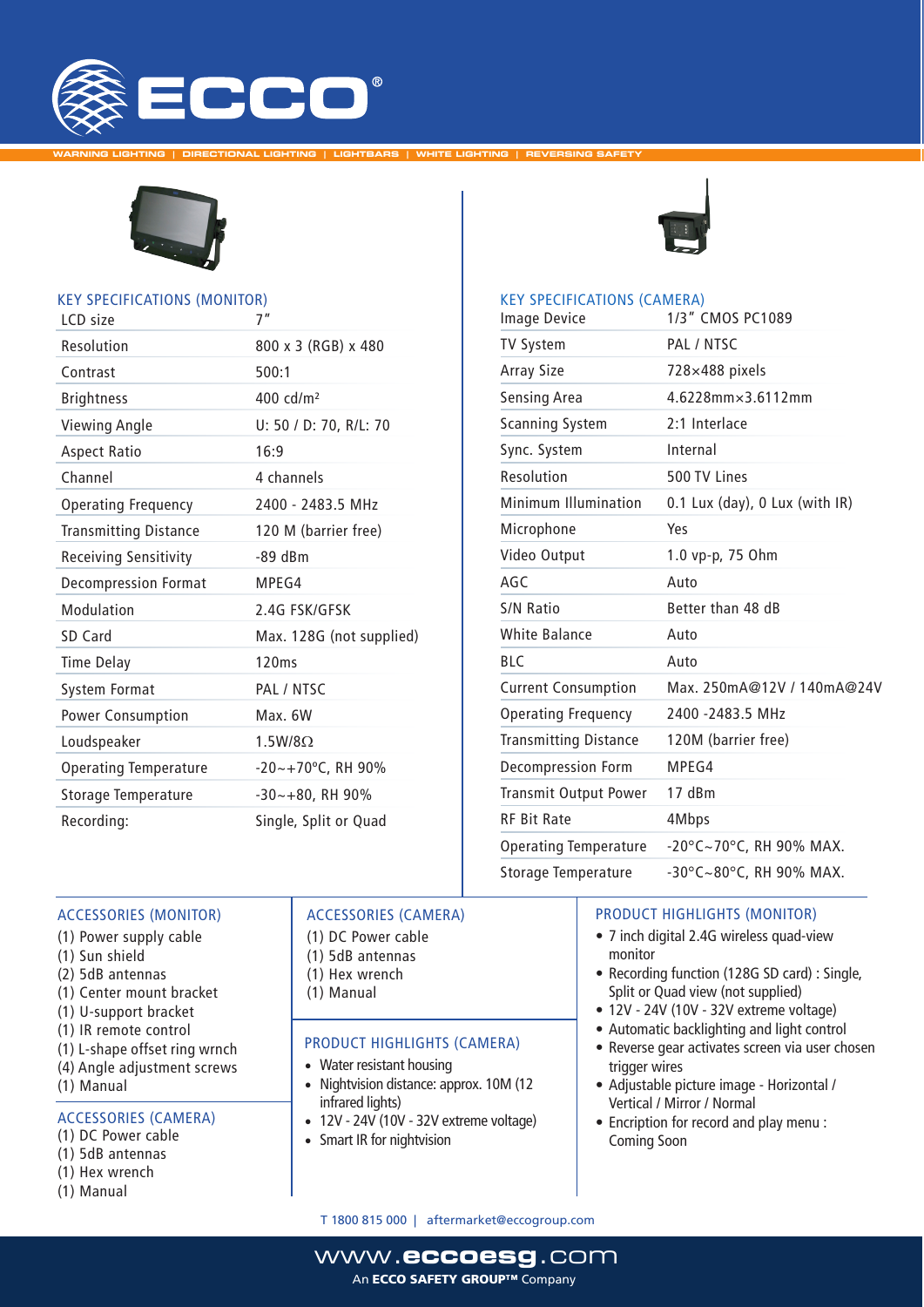# ECCO®

WARNING LIGHTING | DIRECTIONAL LIGHTING | LIGHTBARS | WHITE LIGHTING | REVERSING SAFETY

## KEY SPECIFICATIONS (MONITOR)

| | |
|---|---|
| LCD size | 7" |
| Resolution | 800 x 3 (RGB) x 480 |
| Contrast | 500:1 |
| Brightness | 400 cd/m² |
| Viewing Angle | U: 50 / D: 70, R/L: 70 |
| Aspect Ratio | 16:9 |
| Channel | 4 channels |
| Operating Frequency | 2400 - 2483.5 MHz |
| Transmitting Distance | 120 M (barrier free) |
| Receiving Sensitivity | -89 dBm |
| Decompression Format | MPEG4 |
| Modulation | 2.4G FSK/GFSK |
| SD Card | Max. 128G (not supplied) |
| Time Delay | 120ms |
| System Format | PAL / NTSC |
| Power Consumption | Max. 6W |
| Loudspeaker | 1.5W/8Ω |
| Operating Temperature | -20~+70°C, RH 90% |
| Storage Temperature | -30~+80, RH 90% |
| Recording: | Single, Split or Quad |

## KEY SPECIFICATIONS (CAMERA)

| | |
|---|---|
| Image Device | 1/3" CMOS PC1089 |
| TV System | PAL / NTSC |
| Array Size | 728×488 pixels |
| Sensing Area | 4.6228mm×3.6112mm |
| Scanning System | 2:1 Interlace |
| Sync. System | Internal |
| Resolution | 500 TV Lines |
| Minimum Illumination | 0.1 Lux (day), 0 Lux (with IR) |
| Microphone | Yes |
| Video Output | 1.0 vp-p, 75 Ohm |
| AGC | Auto |
| S/N Ratio | Better than 48 dB |
| White Balance | Auto |
| BLC | Auto |
| Current Consumption | Max. 250mA@12V / 140mA@24V |
| Operating Frequency | 2400 -2483.5 MHz |
| Transmitting Distance | 120M (barrier free) |
| Decompression Form | MPEG4 |
| Transmit Output Power | 17 dBm |
| RF Bit Rate | 4Mbps |
| Operating Temperature | -20°C~70°C, RH 90% MAX. |
| Storage Temperature | -30°C~80°C, RH 90% MAX. |

## ACCESSORIES (MONITOR)

(1) Power supply cable
(1) Sun shield
(2) 5dB antennas
(1) Center mount bracket
(1) U-support bracket
(1) IR remote control
(1) L-shape offset ring wrnch
(4) Angle adjustment screws
(1) Manual

## ACCESSORIES (CAMERA)

(1) DC Power cable
(1) 5dB antennas
(1) Hex wrench
(1) Manual

## ACCESSORIES (CAMERA)

(1) DC Power cable
(1) 5dB antennas
(1) Hex wrench
(1) Manual

## PRODUCT HIGHLIGHTS (CAMERA)

- Water resistant housing
- Nightvision distance: approx. 10M (12 infrared lights)
- 12V - 24V (10V - 32V extreme voltage)
- Smart IR for nightvision

## PRODUCT HIGHLIGHTS (MONITOR)

- 7 inch digital 2.4G wireless quad-view monitor
- Recording function (128G SD card) : Single, Split or Quad view (not supplied)
- 12V - 24V (10V - 32V extreme voltage)
- Automatic backlighting and light control
- Reverse gear activates screen via user chosen trigger wires
- Adjustable picture image - Horizontal / Vertical / Mirror / Normal
- Encription for record and play menu : Coming Soon

T 1800 815 000 | aftermarket@eccogroup.com

www.eccoesg.com

An ECCO SAFETY GROUP™ Company